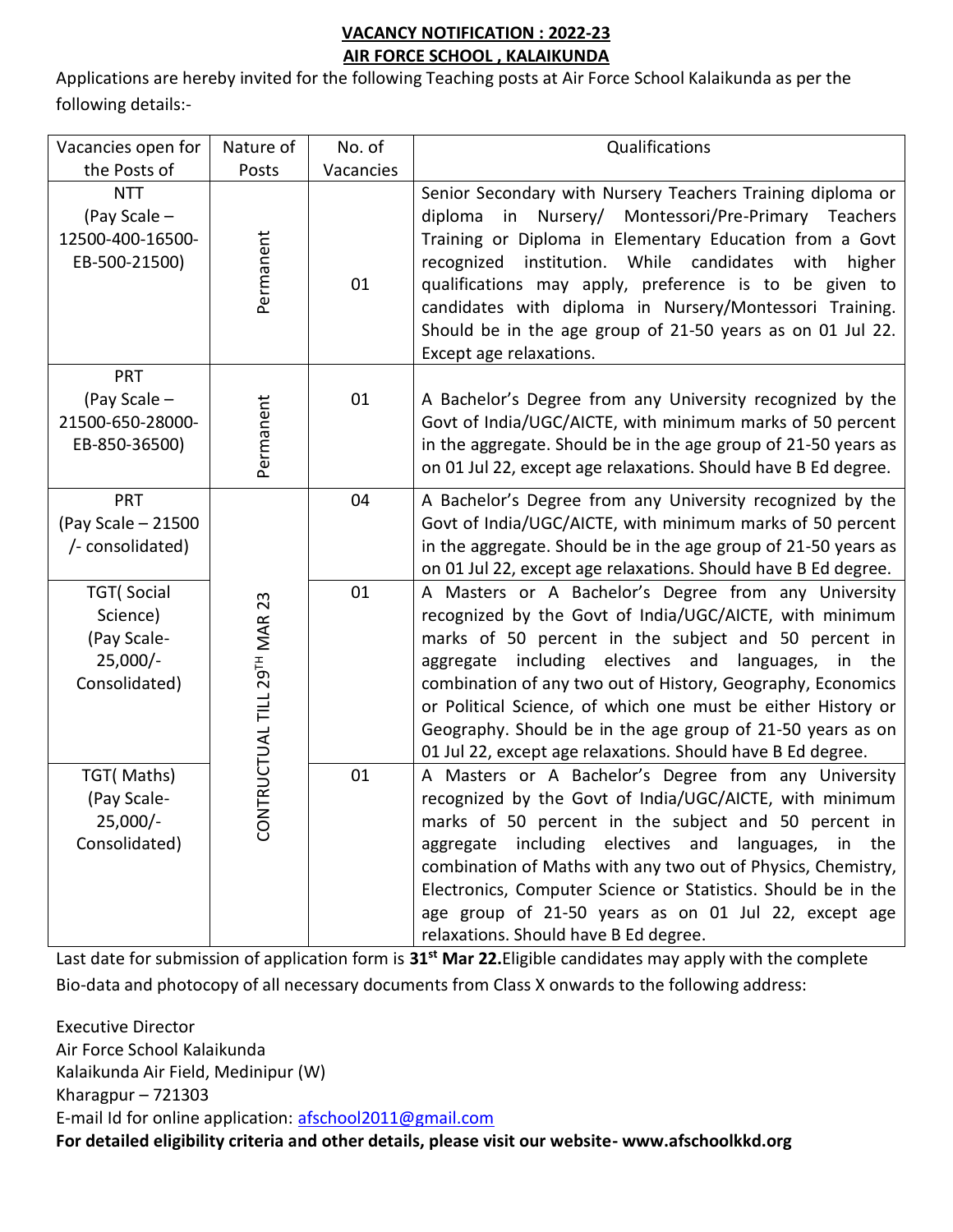# VACANCY NOTIFICATION : 2022-23
## AIR FORCE SCHOOL , KALAIKUNDA

Applications are hereby invited for the following Teaching posts at Air Force School Kalaikunda as per the following details:-

| Vacancies open for the Posts of | Nature of Posts | No. of Vacancies | Qualifications |
|---|---|---|---|
| NTT (Pay Scale – 12500-400-16500-EB-500-21500) | Permanent | 01 | Senior Secondary with Nursery Teachers Training diploma or diploma in Nursery/ Montessori/Pre-Primary Teachers Training or Diploma in Elementary Education from a Govt recognized institution. While candidates with higher qualifications may apply, preference is to be given to candidates with diploma in Nursery/Montessori Training. Should be in the age group of 21-50 years as on 01 Jul 22. Except age relaxations. |
| PRT (Pay Scale – 21500-650-28000-EB-850-36500) | Permanent | 01 | A Bachelor's Degree from any University recognized by the Govt of India/UGC/AICTE, with minimum marks of 50 percent in the aggregate. Should be in the age group of 21-50 years as on 01 Jul 22, except age relaxations. Should have B Ed degree. |
| PRT (Pay Scale – 21500 /- consolidated) | CONTRUCTUAL TILL 29TH MAR 23 | 04 | A Bachelor's Degree from any University recognized by the Govt of India/UGC/AICTE, with minimum marks of 50 percent in the aggregate. Should be in the age group of 21-50 years as on 01 Jul 22, except age relaxations. Should have B Ed degree. |
| TGT( Social Science) (Pay Scale- 25,000/- Consolidated) | | 01 | A Masters or A Bachelor's Degree from any University recognized by the Govt of India/UGC/AICTE, with minimum marks of 50 percent in the subject and 50 percent in aggregate including electives and languages, in the combination of any two out of History, Geography, Economics or Political Science, of which one must be either History or Geography. Should be in the age group of 21-50 years as on 01 Jul 22, except age relaxations. Should have B Ed degree. |
| TGT( Maths) (Pay Scale- 25,000/- Consolidated) | | 01 | A Masters or A Bachelor's Degree from any University recognized by the Govt of India/UGC/AICTE, with minimum marks of 50 percent in the subject and 50 percent in aggregate including electives and languages, in the combination of Maths with any two out of Physics, Chemistry, Electronics, Computer Science or Statistics. Should be in the age group of 21-50 years as on 01 Jul 22, except age relaxations. Should have B Ed degree. |

Last date for submission of application form is **31st Mar 22.** Eligible candidates may apply with the complete Bio-data and photocopy of all necessary documents from Class X onwards to the following address:

Executive Director
Air Force School Kalaikunda
Kalaikunda Air Field, Medinipur (W)
Kharagpur – 721303
E-mail Id for online application: afschool2011@gmail.com

**For detailed eligibility criteria and other details, please visit our website- www.afschoolkkd.org**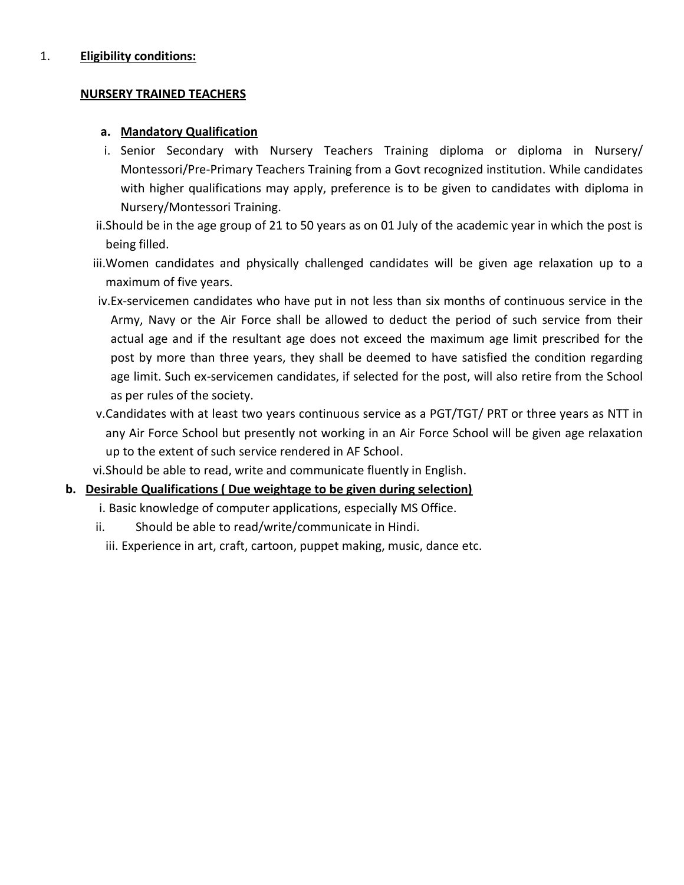1. **Eligibility conditions:**

**NURSERY TRAINED TEACHERS**

**a. Mandatory Qualification**

i. Senior Secondary with Nursery Teachers Training diploma or diploma in Nursery/ Montessori/Pre-Primary Teachers Training from a Govt recognized institution. While candidates with higher qualifications may apply, preference is to be given to candidates with diploma in Nursery/Montessori Training.

ii. Should be in the age group of 21 to 50 years as on 01 July of the academic year in which the post is being filled.

iii. Women candidates and physically challenged candidates will be given age relaxation up to a maximum of five years.

iv. Ex-servicemen candidates who have put in not less than six months of continuous service in the Army, Navy or the Air Force shall be allowed to deduct the period of such service from their actual age and if the resultant age does not exceed the maximum age limit prescribed for the post by more than three years, they shall be deemed to have satisfied the condition regarding age limit. Such ex-servicemen candidates, if selected for the post, will also retire from the School as per rules of the society.

v. Candidates with at least two years continuous service as a PGT/TGT/ PRT or three years as NTT in any Air Force School but presently not working in an Air Force School will be given age relaxation up to the extent of such service rendered in AF School.

vi. Should be able to read, write and communicate fluently in English.

**b. Desirable Qualifications ( Due weightage to be given during selection)**

i. Basic knowledge of computer applications, especially MS Office.

ii. Should be able to read/write/communicate in Hindi.

iii. Experience in art, craft, cartoon, puppet making, music, dance etc.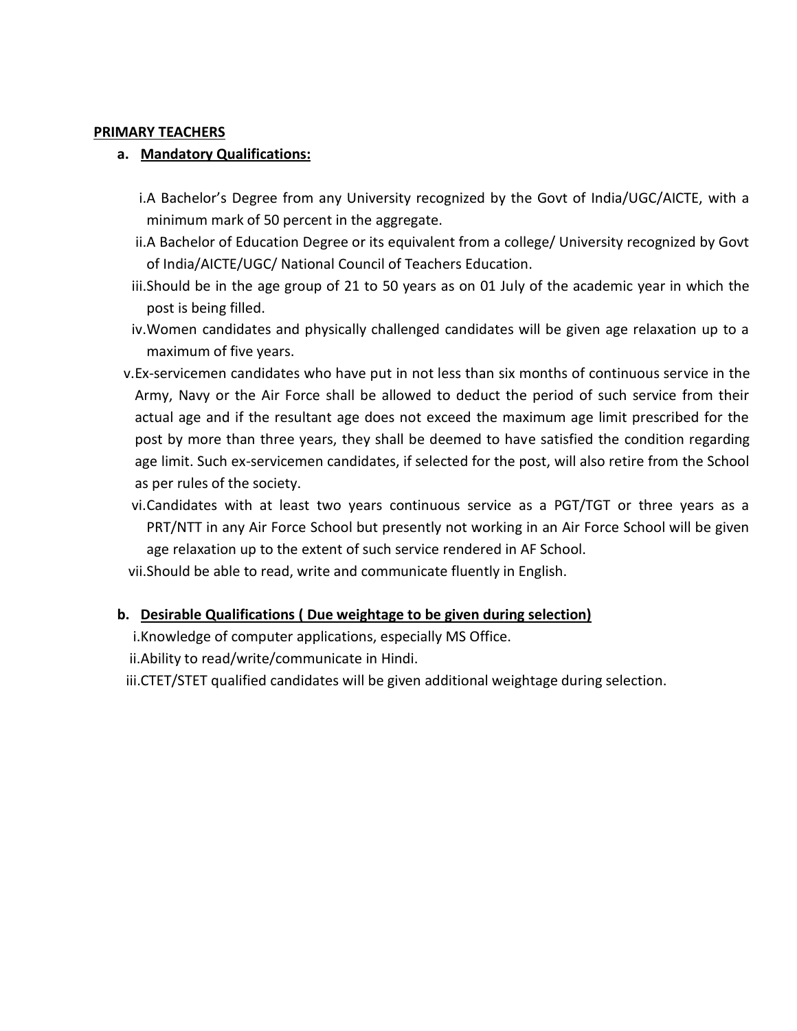**PRIMARY TEACHERS**

a. **Mandatory Qualifications:**

i. A Bachelor's Degree from any University recognized by the Govt of India/UGC/AICTE, with a minimum mark of 50 percent in the aggregate.

ii. A Bachelor of Education Degree or its equivalent from a college/ University recognized by Govt of India/AICTE/UGC/ National Council of Teachers Education.

iii. Should be in the age group of 21 to 50 years as on 01 July of the academic year in which the post is being filled.

iv. Women candidates and physically challenged candidates will be given age relaxation up to a maximum of five years.

v. Ex-servicemen candidates who have put in not less than six months of continuous service in the Army, Navy or the Air Force shall be allowed to deduct the period of such service from their actual age and if the resultant age does not exceed the maximum age limit prescribed for the post by more than three years, they shall be deemed to have satisfied the condition regarding age limit. Such ex-servicemen candidates, if selected for the post, will also retire from the School as per rules of the society.

vi. Candidates with at least two years continuous service as a PGT/TGT or three years as a PRT/NTT in any Air Force School but presently not working in an Air Force School will be given age relaxation up to the extent of such service rendered in AF School.

vii. Should be able to read, write and communicate fluently in English.

b. **Desirable Qualifications ( Due weightage to be given during selection)**

i. Knowledge of computer applications, especially MS Office.

ii. Ability to read/write/communicate in Hindi.

iii. CTET/STET qualified candidates will be given additional weightage during selection.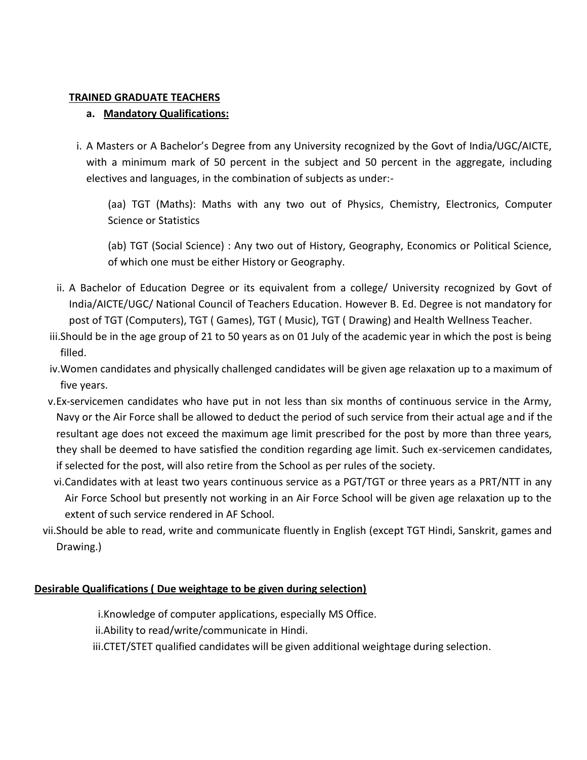**TRAINED GRADUATE TEACHERS**

**a. Mandatory Qualifications:**

i. A Masters or A Bachelor's Degree from any University recognized by the Govt of India/UGC/AICTE, with a minimum mark of 50 percent in the subject and 50 percent in the aggregate, including electives and languages, in the combination of subjects as under:-

(aa) TGT (Maths): Maths with any two out of Physics, Chemistry, Electronics, Computer Science or Statistics

(ab) TGT (Social Science) : Any two out of History, Geography, Economics or Political Science, of which one must be either History or Geography.

ii. A Bachelor of Education Degree or its equivalent from a college/ University recognized by Govt of India/AICTE/UGC/ National Council of Teachers Education. However B. Ed. Degree is not mandatory for post of TGT (Computers), TGT ( Games), TGT ( Music), TGT ( Drawing) and Health Wellness Teacher.

iii. Should be in the age group of 21 to 50 years as on 01 July of the academic year in which the post is being filled.

iv. Women candidates and physically challenged candidates will be given age relaxation up to a maximum of five years.

v. Ex-servicemen candidates who have put in not less than six months of continuous service in the Army, Navy or the Air Force shall be allowed to deduct the period of such service from their actual age and if the resultant age does not exceed the maximum age limit prescribed for the post by more than three years, they shall be deemed to have satisfied the condition regarding age limit. Such ex-servicemen candidates, if selected for the post, will also retire from the School as per rules of the society.

vi. Candidates with at least two years continuous service as a PGT/TGT or three years as a PRT/NTT in any Air Force School but presently not working in an Air Force School will be given age relaxation up to the extent of such service rendered in AF School.

vii. Should be able to read, write and communicate fluently in English (except TGT Hindi, Sanskrit, games and Drawing.)

**Desirable Qualifications ( Due weightage to be given during selection)**

i. Knowledge of computer applications, especially MS Office.

ii. Ability to read/write/communicate in Hindi.

iii. CTET/STET qualified candidates will be given additional weightage during selection.